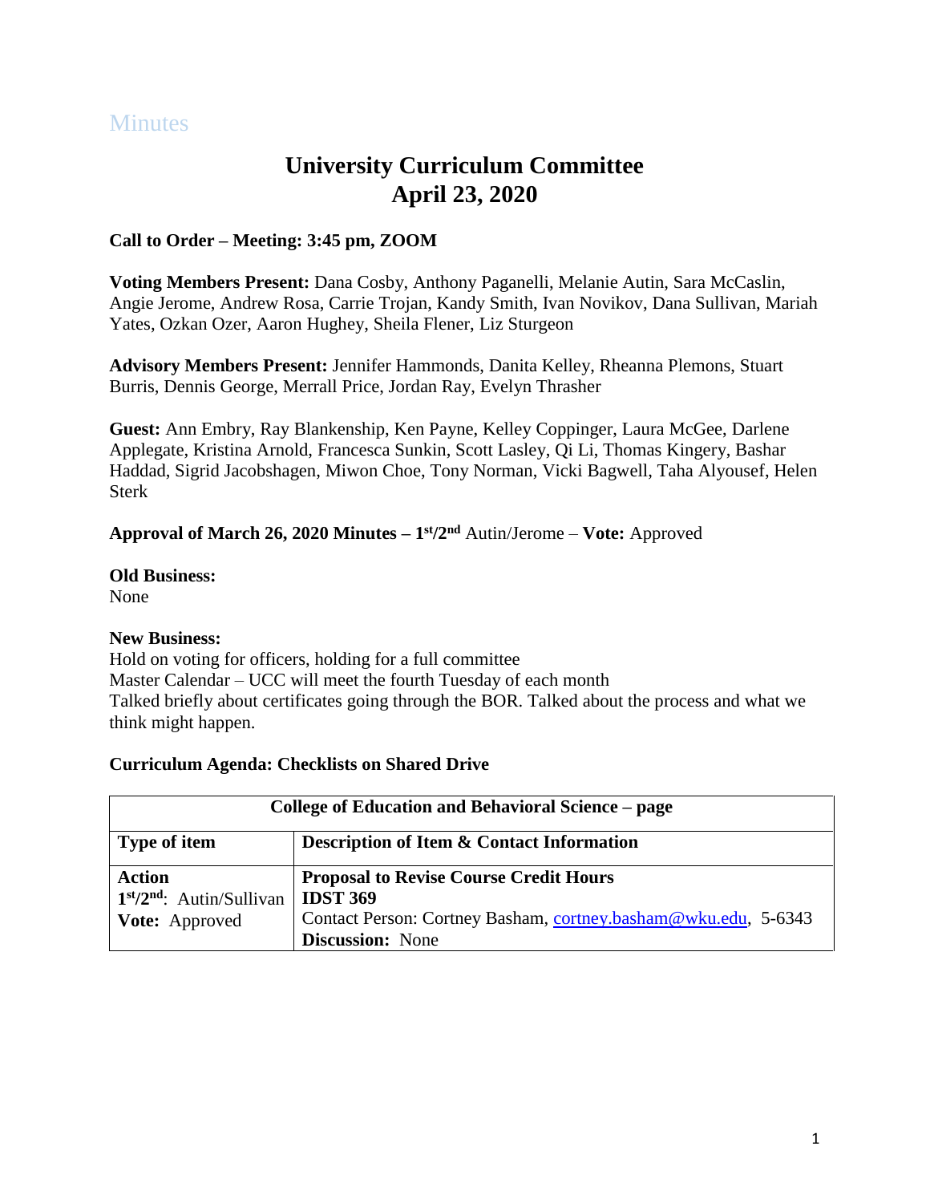# Minutes

## University Curriculum Committee
## April 23, 2020

**Call to Order – Meeting: 3:45 pm, ZOOM**

**Voting Members Present:** Dana Cosby, Anthony Paganelli, Melanie Autin, Sara McCaslin, Angie Jerome, Andrew Rosa, Carrie Trojan, Kandy Smith, Ivan Novikov, Dana Sullivan, Mariah Yates, Ozkan Ozer, Aaron Hughey, Sheila Flener, Liz Sturgeon

**Advisory Members Present:** Jennifer Hammonds, Danita Kelley, Rheanna Plemons, Stuart Burris, Dennis George, Merrall Price, Jordan Ray, Evelyn Thrasher

**Guest:** Ann Embry, Ray Blankenship, Ken Payne, Kelley Coppinger, Laura McGee, Darlene Applegate, Kristina Arnold, Francesca Sunkin, Scott Lasley, Qi Li, Thomas Kingery, Bashar Haddad, Sigrid Jacobshagen, Miwon Choe, Tony Norman, Vicki Bagwell, Taha Alyousef, Helen Sterk

**Approval of March 26, 2020 Minutes – 1st/2nd** Autin/Jerome – **Vote:** Approved

**Old Business:**
None

**New Business:**
Hold on voting for officers, holding for a full committee
Master Calendar – UCC will meet the fourth Tuesday of each month
Talked briefly about certificates going through the BOR. Talked about the process and what we think might happen.

**Curriculum Agenda: Checklists on Shared Drive**

| **College of Education and Behavioral Science – page** | |
|---|---|
| **Type of item** | **Description of Item & Contact Information** |
| **Action**<br>**1st/2nd**: Autin/Sullivan<br>**Vote:** Approved | **Proposal to Revise Course Credit Hours**<br>**IDST 369**<br>Contact Person: Cortney Basham, cortney.basham@wku.edu, 5-6343<br>**Discussion:** None |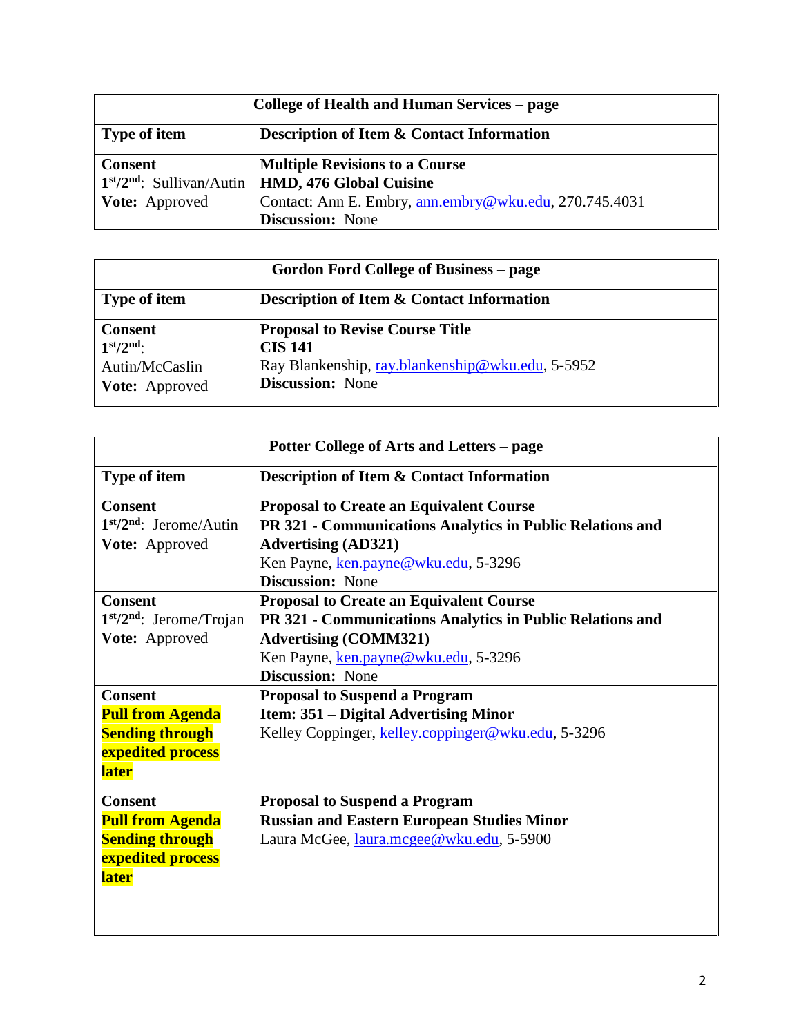| College of Health and Human Services – page | |
|---|---|
| **Type of item** | **Description of Item & Contact Information** |
| **Consent**<br>1st/2nd: Sullivan/Autin<br>**Vote:** Approved | **Multiple Revisions to a Course**<br>**HMD, 476 Global Cuisine**<br>Contact: Ann E. Embry, ann.embry@wku.edu, 270.745.4031<br>**Discussion:** None |

| Gordon Ford College of Business – page | |
|---|---|
| **Type of item** | **Description of Item & Contact Information** |
| **Consent**<br>1st/2nd:<br>Autin/McCaslin<br>**Vote:** Approved | **Proposal to Revise Course Title**<br>**CIS 141**<br>Ray Blankenship, ray.blankenship@wku.edu, 5-5952<br>**Discussion:** None |

| Potter College of Arts and Letters – page | |
|---|---|
| **Type of item** | **Description of Item & Contact Information** |
| **Consent**<br>1st/2nd: Jerome/Autin<br>**Vote:** Approved | **Proposal to Create an Equivalent Course**<br>**PR 321 - Communications Analytics in Public Relations and Advertising (AD321)**<br>Ken Payne, ken.payne@wku.edu, 5-3296<br>**Discussion:** None |
| **Consent**<br>1st/2nd: Jerome/Trojan<br>**Vote:** Approved | **Proposal to Create an Equivalent Course**<br>**PR 321 - Communications Analytics in Public Relations and Advertising (COMM321)**<br>Ken Payne, ken.payne@wku.edu, 5-3296<br>**Discussion:** None |
| **Consent**<br>**Pull from Agenda Sending through expedited process later** | **Proposal to Suspend a Program**<br>**Item: 351 – Digital Advertising Minor**<br>Kelley Coppinger, kelley.coppinger@wku.edu, 5-3296 |
| **Consent**<br>**Pull from Agenda Sending through expedited process later** | **Proposal to Suspend a Program**<br>**Russian and Eastern European Studies Minor**<br>Laura McGee, laura.mcgee@wku.edu, 5-5900 |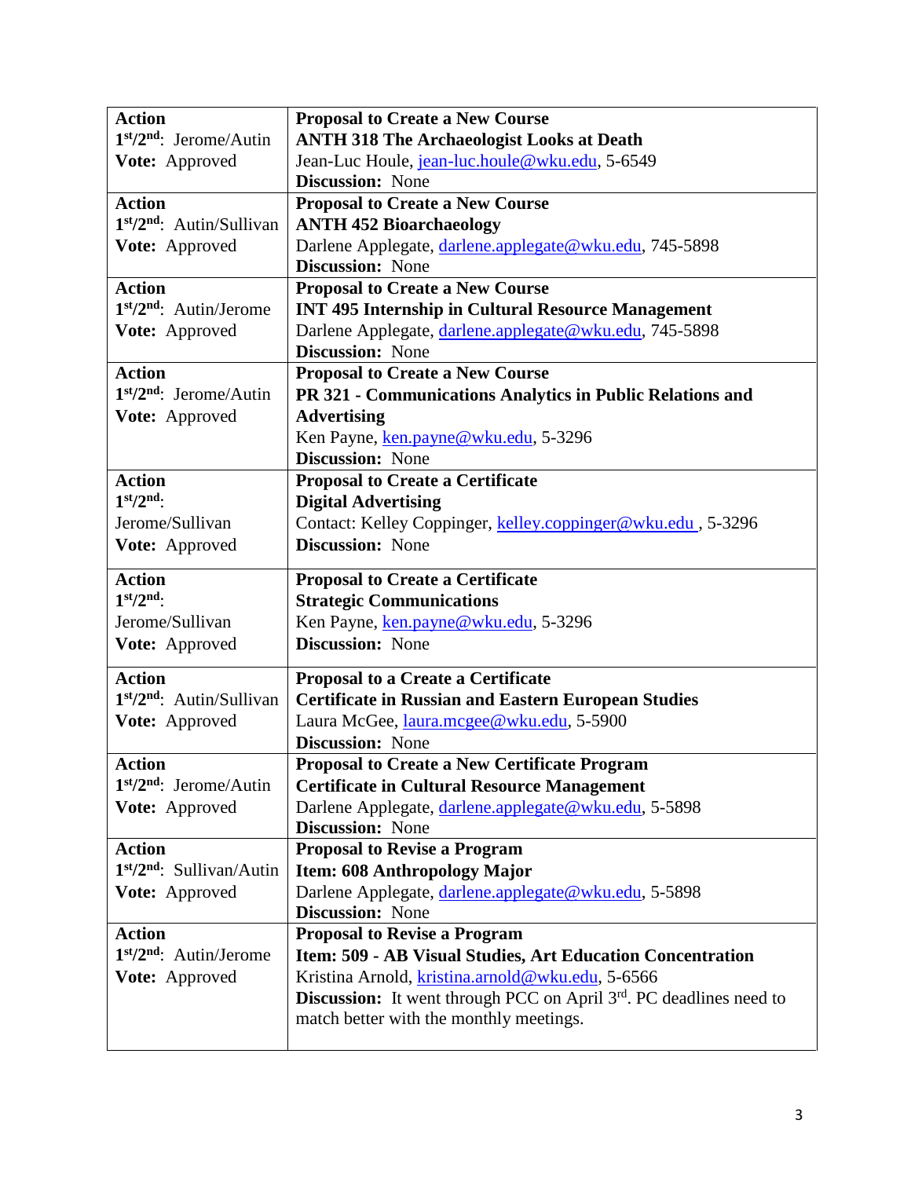| | |
|---|---|
| **Action**<br>**1st/2nd:** Jerome/Autin<br>**Vote:** Approved | **Proposal to Create a New Course**<br>**ANTH 318 The Archaeologist Looks at Death**<br>Jean-Luc Houle, jean-luc.houle@wku.edu, 5-6549<br>**Discussion:** None |
| **Action**<br>**1st/2nd:** Autin/Sullivan<br>**Vote:** Approved | **Proposal to Create a New Course**<br>**ANTH 452 Bioarchaeology**<br>Darlene Applegate, darlene.applegate@wku.edu, 745-5898<br>**Discussion:** None |
| **Action**<br>**1st/2nd:** Autin/Jerome<br>**Vote:** Approved | **Proposal to Create a New Course**<br>**INT 495 Internship in Cultural Resource Management**<br>Darlene Applegate, darlene.applegate@wku.edu, 745-5898<br>**Discussion:** None |
| **Action**<br>**1st/2nd:** Jerome/Autin<br>**Vote:** Approved | **Proposal to Create a New Course**<br>**PR 321 - Communications Analytics in Public Relations and Advertising**<br>Ken Payne, ken.payne@wku.edu, 5-3296<br>**Discussion:** None |
| **Action**<br>**1st/2nd:**<br>Jerome/Sullivan<br>**Vote:** Approved | **Proposal to Create a Certificate**<br>**Digital Advertising**<br>Contact: Kelley Coppinger, kelley.coppinger@wku.edu , 5-3296<br>**Discussion:** None |
| **Action**<br>**1st/2nd:**<br>Jerome/Sullivan<br>**Vote:** Approved | **Proposal to Create a Certificate**<br>**Strategic Communications**<br>Ken Payne, ken.payne@wku.edu, 5-3296<br>**Discussion:** None |
| **Action**<br>**1st/2nd:** Autin/Sullivan<br>**Vote:** Approved | **Proposal to a Create a Certificate**<br>**Certificate in Russian and Eastern European Studies**<br>Laura McGee, laura.mcgee@wku.edu, 5-5900<br>**Discussion:** None |
| **Action**<br>**1st/2nd:** Jerome/Autin<br>**Vote:** Approved | **Proposal to Create a New Certificate Program**<br>**Certificate in Cultural Resource Management**<br>Darlene Applegate, darlene.applegate@wku.edu, 5-5898<br>**Discussion:** None |
| **Action**<br>**1st/2nd:** Sullivan/Autin<br>**Vote:** Approved | **Proposal to Revise a Program**<br>**Item: 608 Anthropology Major**<br>Darlene Applegate, darlene.applegate@wku.edu, 5-5898<br>**Discussion:** None |
| **Action**<br>**1st/2nd:** Autin/Jerome<br>**Vote:** Approved | **Proposal to Revise a Program**<br>**Item: 509 - AB Visual Studies, Art Education Concentration**<br>Kristina Arnold, kristina.arnold@wku.edu, 5-6566<br>**Discussion:** It went through PCC on April 3rd. PC deadlines need to match better with the monthly meetings. |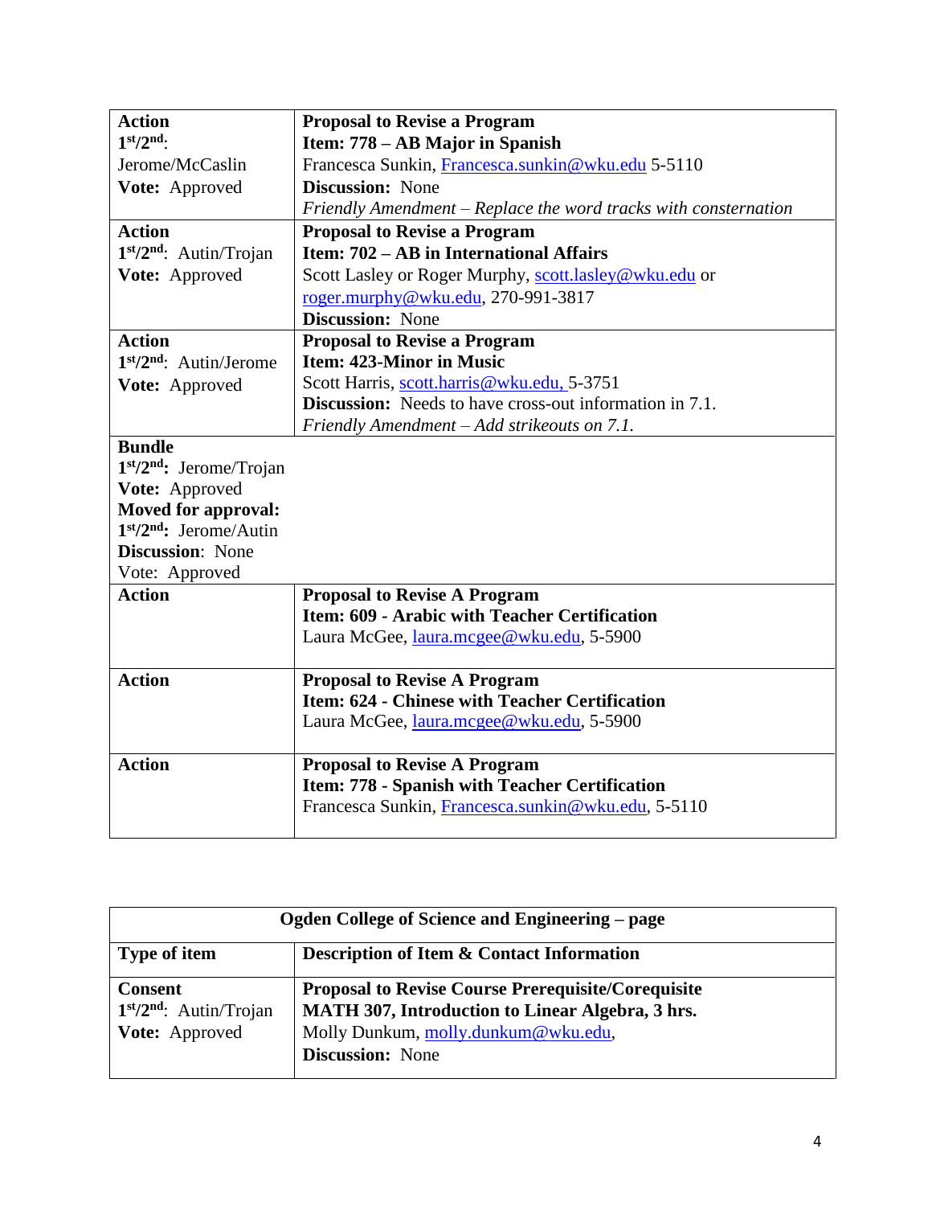| | |
|---|---|
| **Action**<br>**1st/2nd**:<br>Jerome/McCaslin<br>**Vote:** Approved | **Proposal to Revise a Program**<br>**Item: 778 – AB Major in Spanish**<br>Francesca Sunkin, Francesca.sunkin@wku.edu 5-5110<br>**Discussion:** None<br>*Friendly Amendment – Replace the word tracks with consternation* |
| **Action**<br>**1st/2nd**: Autin/Trojan<br>**Vote:** Approved | **Proposal to Revise a Program**<br>**Item: 702 – AB in International Affairs**<br>Scott Lasley or Roger Murphy, scott.lasley@wku.edu or roger.murphy@wku.edu, 270-991-3817<br>**Discussion:** None |
| **Action**<br>**1st/2nd**: Autin/Jerome<br>**Vote:** Approved | **Proposal to Revise a Program**<br>**Item: 423-Minor in Music**<br>Scott Harris, scott.harris@wku.edu, 5-3751<br>**Discussion:** Needs to have cross-out information in 7.1.<br>*Friendly Amendment – Add strikeouts on 7.1.* |
| **Bundle**<br>**1st/2nd:** Jerome/Trojan<br>**Vote:** Approved<br>**Moved for approval:**<br>**1st/2nd:** Jerome/Autin<br>**Discussion**: None<br>Vote: Approved | |
| **Action** | **Proposal to Revise A Program**<br>**Item: 609 - Arabic with Teacher Certification**<br>Laura McGee, laura.mcgee@wku.edu, 5-5900 |
| **Action** | **Proposal to Revise A Program**<br>**Item: 624 - Chinese with Teacher Certification**<br>Laura McGee, laura.mcgee@wku.edu, 5-5900 |
| **Action** | **Proposal to Revise A Program**<br>**Item: 778 - Spanish with Teacher Certification**<br>Francesca Sunkin, Francesca.sunkin@wku.edu, 5-5110 |

| **Ogden College of Science and Engineering – page** | |
|---|---|
| **Type of item** | **Description of Item & Contact Information** |
| **Consent**<br>**1st/2nd**: Autin/Trojan<br>**Vote:** Approved | **Proposal to Revise Course Prerequisite/Corequisite**<br>**MATH 307, Introduction to Linear Algebra, 3 hrs.**<br>Molly Dunkum, molly.dunkum@wku.edu,<br>**Discussion:** None |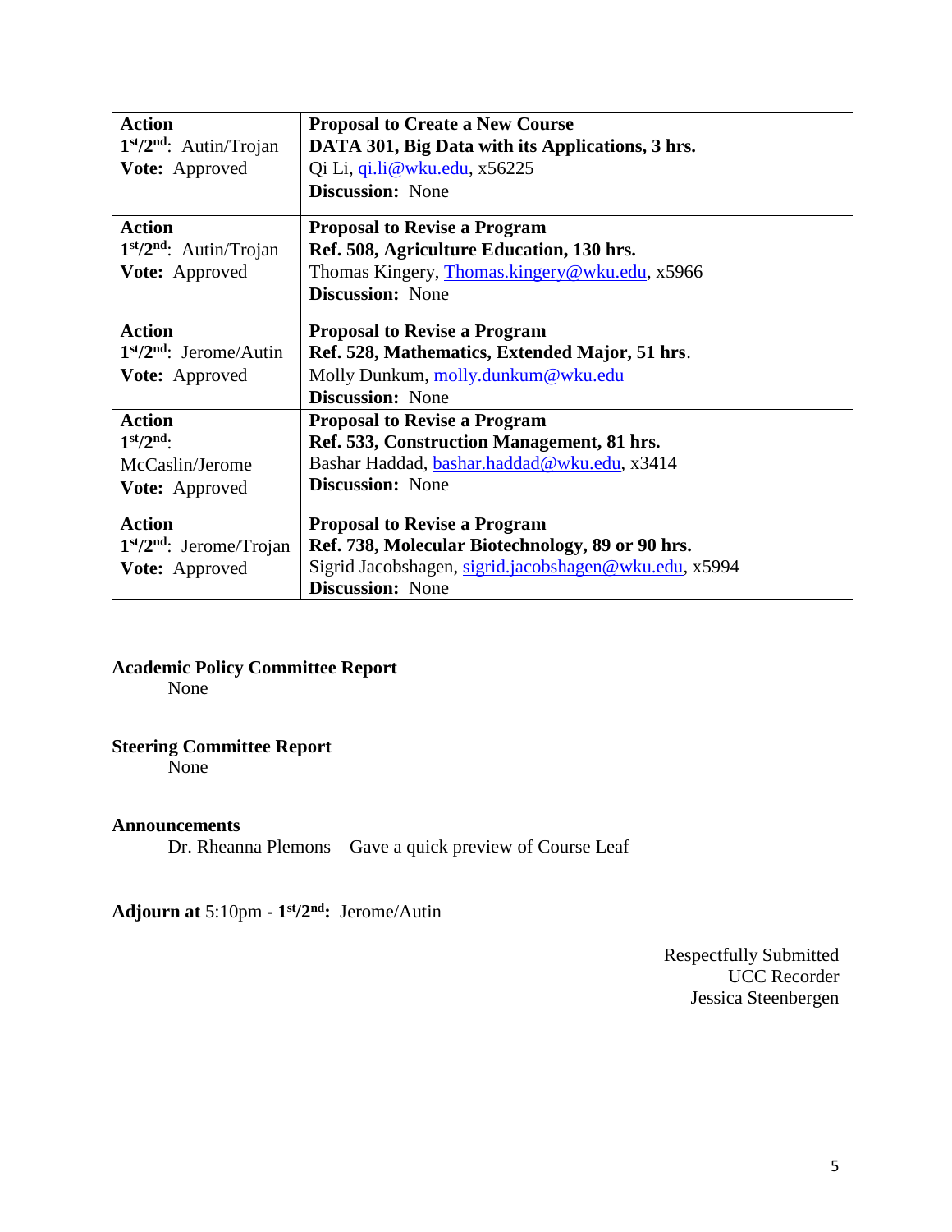| | |
|---|---|
| **Action**<br>**1st/2nd**: Autin/Trojan<br>**Vote:** Approved | **Proposal to Create a New Course**<br>**DATA 301, Big Data with its Applications, 3 hrs.**<br>Qi Li, qi.li@wku.edu, x56225<br>**Discussion:** None |
| **Action**<br>**1st/2nd**: Autin/Trojan<br>**Vote:** Approved | **Proposal to Revise a Program**<br>**Ref. 508, Agriculture Education, 130 hrs.**<br>Thomas Kingery, Thomas.kingery@wku.edu, x5966<br>**Discussion:** None |
| **Action**<br>**1st/2nd**: Jerome/Autin<br>**Vote:** Approved | **Proposal to Revise a Program**<br>**Ref. 528, Mathematics, Extended Major, 51 hrs**.<br>Molly Dunkum, molly.dunkum@wku.edu<br>**Discussion:** None |
| **Action**<br>**1st/2nd**: McCaslin/Jerome<br>**Vote:** Approved | **Proposal to Revise a Program**<br>**Ref. 533, Construction Management, 81 hrs.**<br>Bashar Haddad, bashar.haddad@wku.edu, x3414<br>**Discussion:** None |
| **Action**<br>**1st/2nd**: Jerome/Trojan<br>**Vote:** Approved | **Proposal to Revise a Program**<br>**Ref. 738, Molecular Biotechnology, 89 or 90 hrs.**<br>Sigrid Jacobshagen, sigrid.jacobshagen@wku.edu, x5994<br>**Discussion:** None |

**Academic Policy Committee Report**

None

**Steering Committee Report**

None

**Announcements**

Dr. Rheanna Plemons – Gave a quick preview of Course Leaf

**Adjourn at** 5:10pm **- 1st/2nd:** Jerome/Autin

Respectfully Submitted
UCC Recorder
Jessica Steenbergen